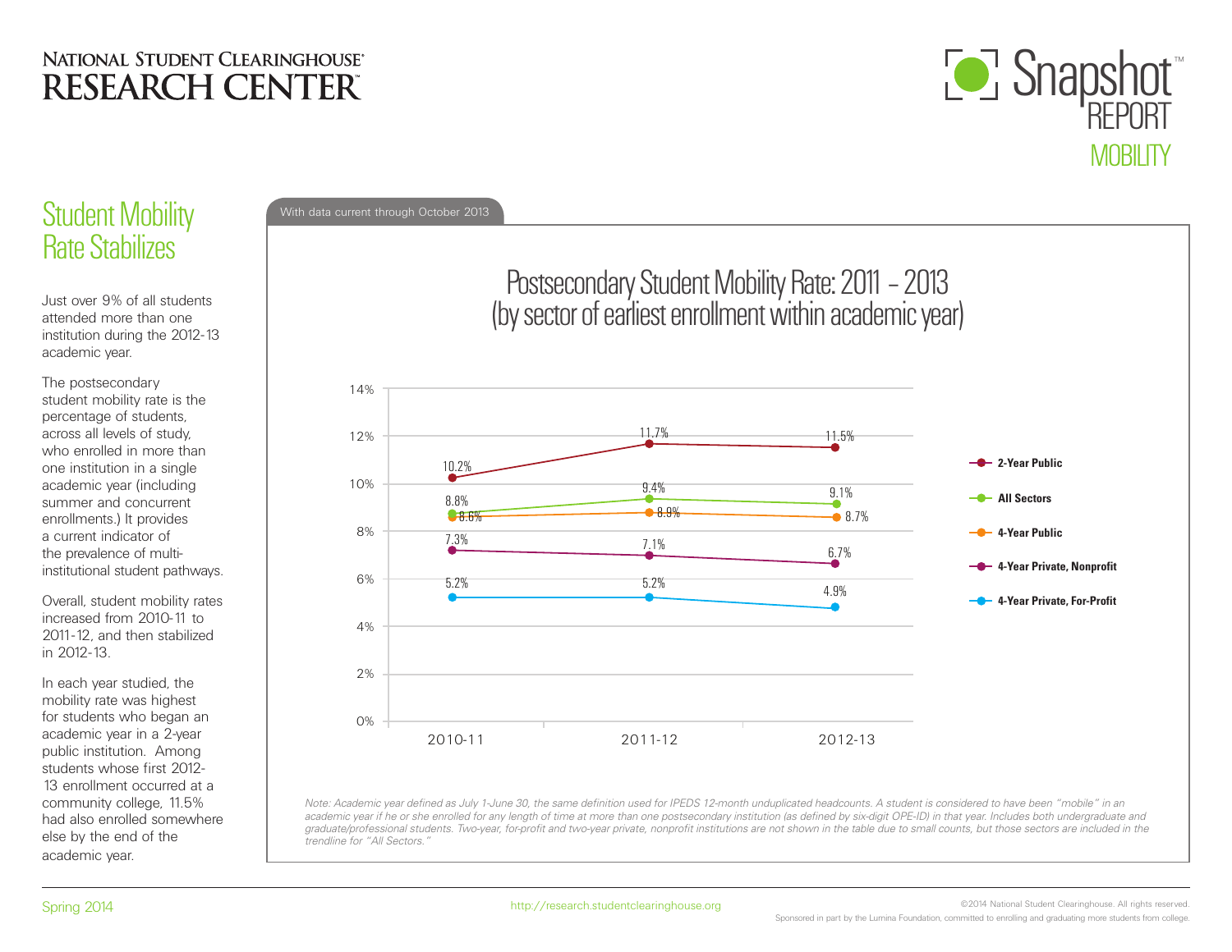NATIONAL STUDENT CLEARINGHOUSE® RESEARCH CENTER™

Snapshot™ REPORT MOBILITY

# Student Mobility Rate Stabilizes

Just over 9% of all students attended more than one institution during the 2012-13 academic year.

The postsecondary student mobility rate is the percentage of students, across all levels of study, who enrolled in more than one institution in a single academic year (including summer and concurrent enrollments.) It provides a current indicator of the prevalence of multi-institutional student pathways.

Overall, student mobility rates increased from 2010-11 to 2011-12, and then stabilized in 2012-13.

In each year studied, the mobility rate was highest for students who began an academic year in a 2-year public institution. Among students whose first 2012-13 enrollment occurred at a community college, 11.5% had also enrolled somewhere else by the end of the academic year.

With data current through October 2013

## Postsecondary Student Mobility Rate: 2011 – 2013 (by sector of earliest enrollment within academic year)

| Sector | 2010-11 | 2011-12 | 2012-13 |
|---|---|---|---|
| 2-Year Public | 10.2% | 11.7% | 11.5% |
| All Sectors | 8.8% | 9.4% | 9.1% |
| 4-Year Public | 8.6% | 8.9% | 8.7% |
| 4-Year Private, Nonprofit | 7.3% | 7.1% | 6.7% |
| 4-Year Private, For-Profit | 5.2% | 5.2% | 4.9% |

*Note: Academic year defined as July 1-June 30, the same definition used for IPEDS 12-month unduplicated headcounts. A student is considered to have been "mobile" in an academic year if he or she enrolled for any length of time at more than one postsecondary institution (as defined by six-digit OPE-ID) in that year. Includes both undergraduate and graduate/professional students. Two-year, for-profit and two-year private, nonprofit institutions are not shown in the table due to small counts, but those sectors are included in the trendline for "All Sectors."*

Spring 2014

http://research.studentclearinghouse.org

©2014 National Student Clearinghouse. All rights reserved.

Sponsored in part by the Lumina Foundation, committed to enrolling and graduating more students from college.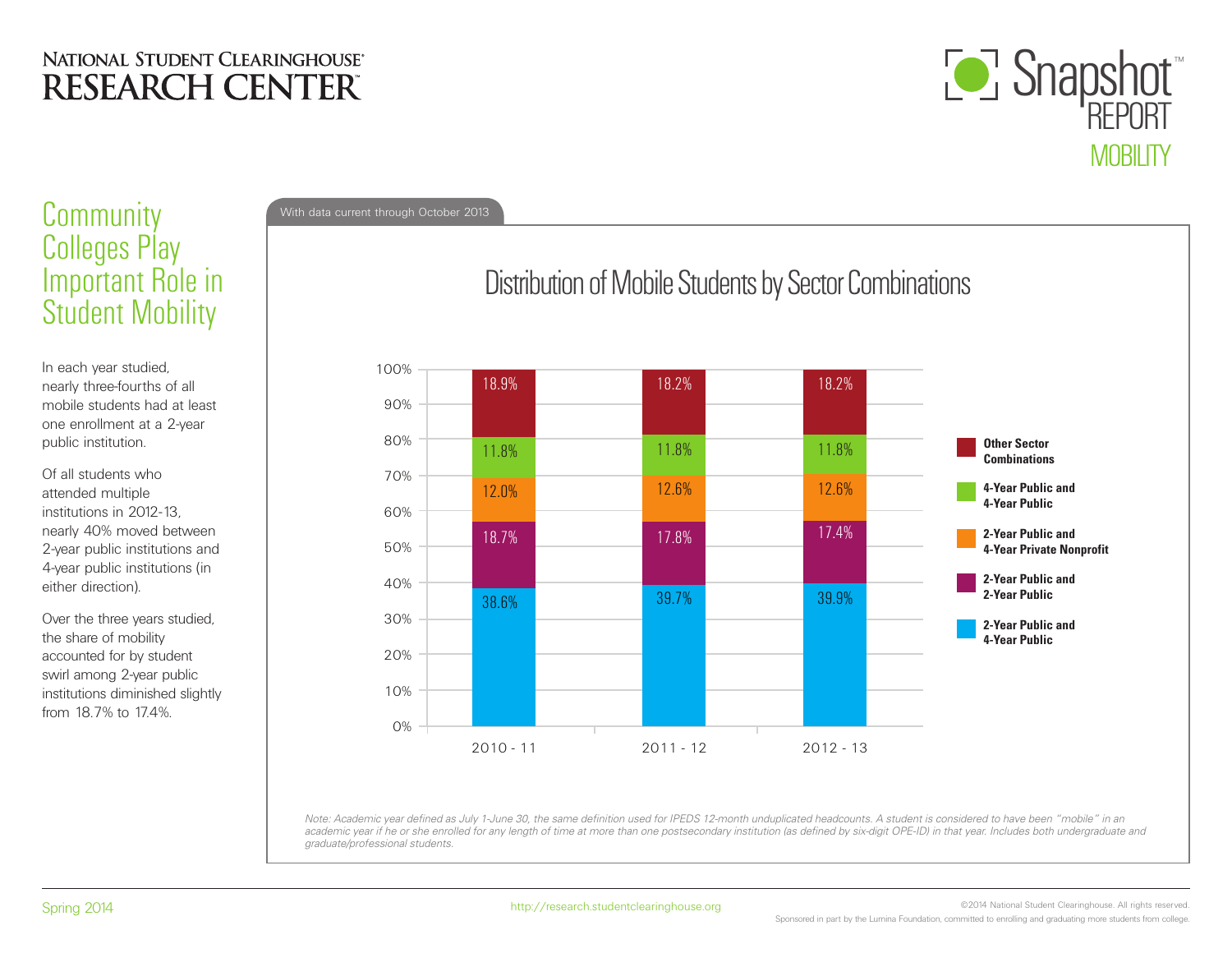# Community Colleges Play Important Role in Student Mobility

In each year studied, nearly three-fourths of all mobile students had at least one enrollment at a 2-year public institution.

Of all students who attended multiple institutions in 2012-13, nearly 40% moved between 2-year public institutions and 4-year public institutions (in either direction).

Over the three years studied, the share of mobility accounted for by student swirl among 2-year public institutions diminished slightly from 18.7% to 17.4%.

With data current through October 2013

## Distribution of Mobile Students by Sector Combinations

| Sector Combination | 2010 - 11 | 2011 - 12 | 2012 - 13 |
|---|---|---|---|
| Other Sector Combinations | 18.9% | 18.2% | 18.2% |
| 4-Year Public and 4-Year Public | 11.8% | 11.8% | 11.8% |
| 2-Year Public and 4-Year Private Nonprofit | 12.0% | 12.6% | 12.6% |
| 2-Year Public and 2-Year Public | 18.7% | 17.8% | 17.4% |
| 2-Year Public and 4-Year Public | 38.6% | 39.7% | 39.9% |

*Note: Academic year defined as July 1-June 30, the same definition used for IPEDS 12-month unduplicated headcounts. A student is considered to have been "mobile" in an academic year if he or she enrolled for any length of time at more than one postsecondary institution (as defined by six-digit OPE-ID) in that year. Includes both undergraduate and graduate/professional students.*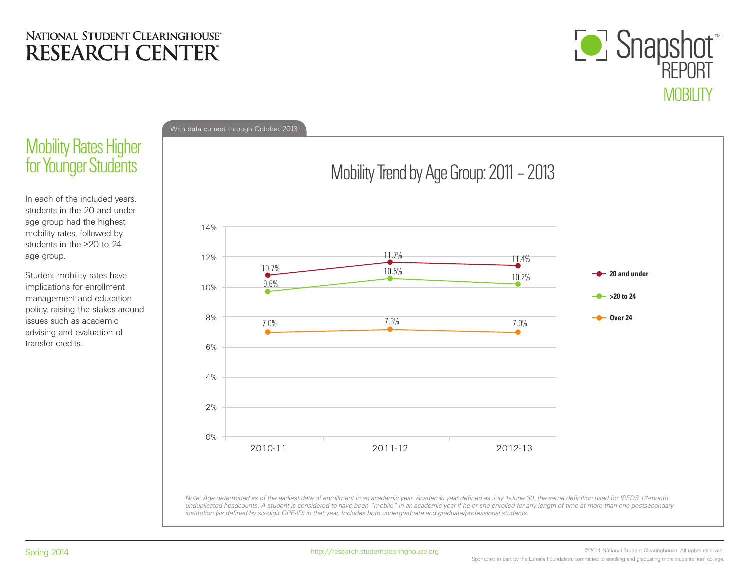NATIONAL STUDENT CLEARINGHOUSE® RESEARCH CENTER™

Snapshot™ REPORT MOBILITY

## Mobility Rates Higher for Younger Students

In each of the included years, students in the 20 and under age group had the highest mobility rates, followed by students in the >20 to 24 age group.

Student mobility rates have implications for enrollment management and education policy, raising the stakes around issues such as academic advising and evaluation of transfer credits.

With data current through October 2013

### Mobility Trend by Age Group: 2011 – 2013

| Age Group | 2010-11 | 2011-12 | 2012-13 |
|---|---|---|---|
| 20 and under | 10.7% | 11.7% | 11.4% |
| >20 to 24 | 9.6% | 10.5% | 10.2% |
| Over 24 | 7.0% | 7.3% | 7.0% |

*Note: Age determined as of the earliest date of enrollment in an academic year. Academic year defined as July 1-June 30, the same definition used for IPEDS 12-month unduplicated headcounts. A student is considered to have been "mobile" in an academic year if he or she enrolled for any length of time at more than one postsecondary institution (as defined by six-digit OPE-ID) in that year. Includes both undergraduate and graduate/professional students.*

Spring 2014

http://research.studentclearinghouse.org

©2014 National Student Clearinghouse. All rights reserved.

Sponsored in part by the Lumina Foundation, committed to enrolling and graduating more students from college.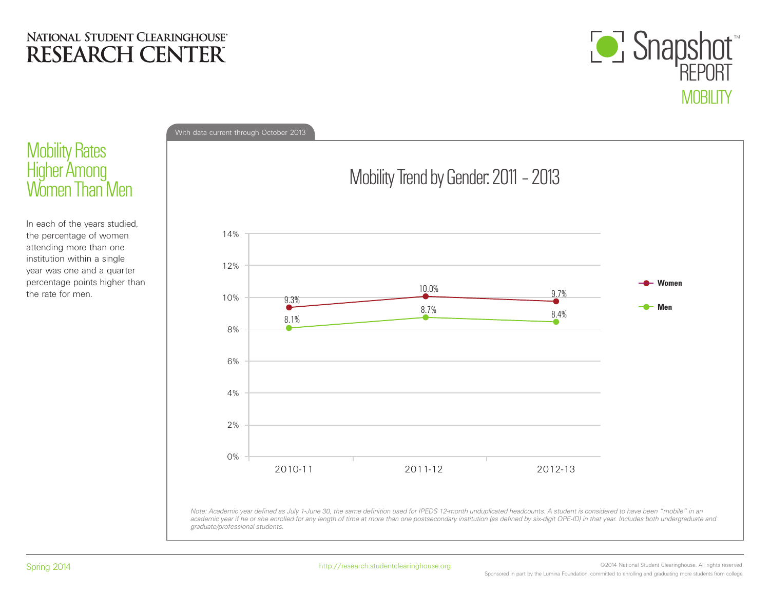NATIONAL STUDENT CLEARINGHOUSE® RESEARCH CENTER™

Snapshot™ REPORT MOBILITY

# Mobility Rates Higher Among Women Than Men

In each of the years studied, the percentage of women attending more than one institution within a single year was one and a quarter percentage points higher than the rate for men.

With data current through October 2013

## Mobility Trend by Gender: 2011 – 2013

14%
12%
10%
8%
6%
4%
2%
0%

2010-11
2011-12
2012-13

Women: 9.3%, 10.0%, 9.7%
Men: 8.1%, 8.7%, 8.4%

*Note: Academic year defined as July 1-June 30, the same definition used for IPEDS 12-month unduplicated headcounts. A student is considered to have been "mobile" in an academic year if he or she enrolled for any length of time at more than one postsecondary institution (as defined by six-digit OPE-ID) in that year. Includes both undergraduate and graduate/professional students.*

Spring 2014

http://research.studentclearinghouse.org

©2014 National Student Clearinghouse. All rights reserved.

Sponsored in part by the Lumina Foundation, committed to enrolling and graduating more students from college.